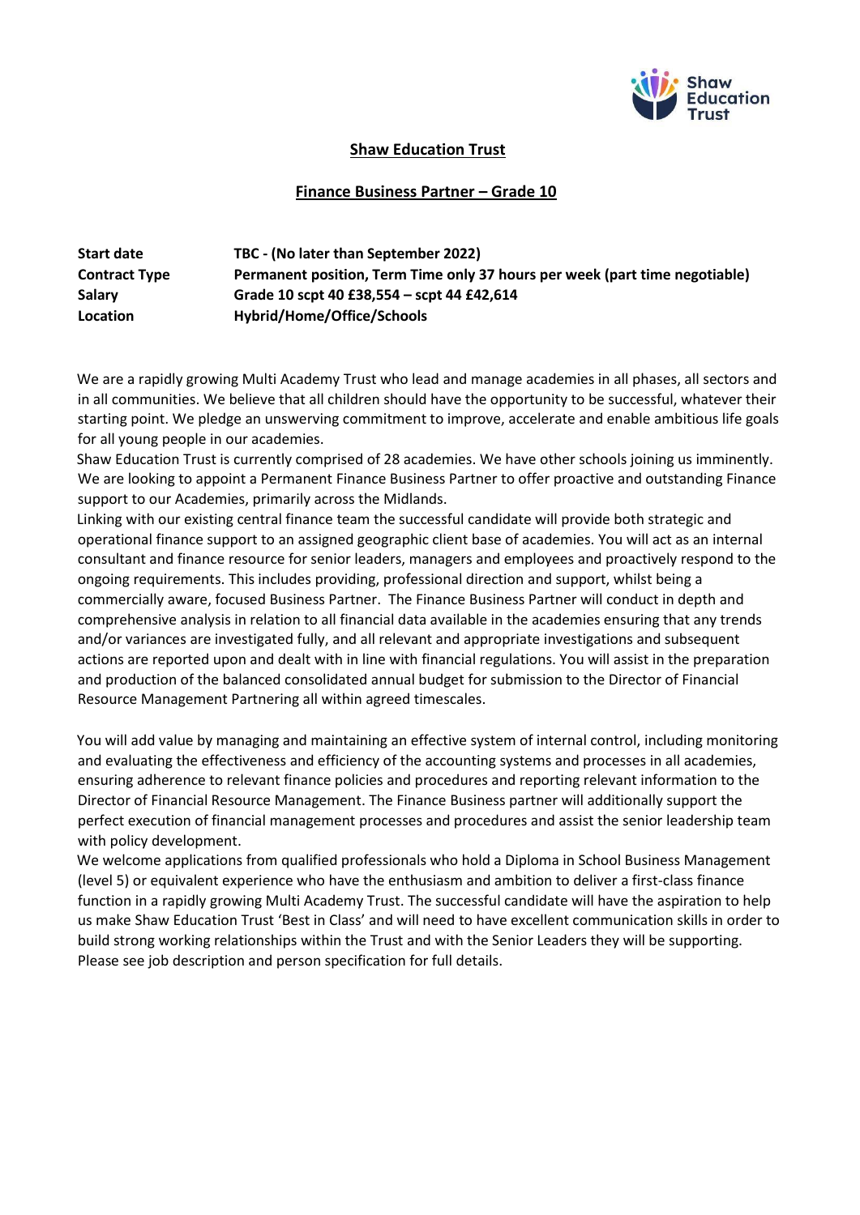# Shaw Education Trust

## Finance Business Partner – Grade 10

| | |
|---|---|
| **Start date** | **TBC - (No later than September 2022)** |
| **Contract Type** | **Permanent position, Term Time only 37 hours per week (part time negotiable)** |
| **Salary** | **Grade 10 scpt 40 £38,554 – scpt 44 £42,614** |
| **Location** | **Hybrid/Home/Office/Schools** |

We are a rapidly growing Multi Academy Trust who lead and manage academies in all phases, all sectors and in all communities. We believe that all children should have the opportunity to be successful, whatever their starting point. We pledge an unswerving commitment to improve, accelerate and enable ambitious life goals for all young people in our academies.

Shaw Education Trust is currently comprised of 28 academies. We have other schools joining us imminently. We are looking to appoint a Permanent Finance Business Partner to offer proactive and outstanding Finance support to our Academies, primarily across the Midlands.

Linking with our existing central finance team the successful candidate will provide both strategic and operational finance support to an assigned geographic client base of academies. You will act as an internal consultant and finance resource for senior leaders, managers and employees and proactively respond to the ongoing requirements. This includes providing, professional direction and support, whilst being a commercially aware, focused Business Partner. The Finance Business Partner will conduct in depth and comprehensive analysis in relation to all financial data available in the academies ensuring that any trends and/or variances are investigated fully, and all relevant and appropriate investigations and subsequent actions are reported upon and dealt with in line with financial regulations. You will assist in the preparation and production of the balanced consolidated annual budget for submission to the Director of Financial Resource Management Partnering all within agreed timescales.

You will add value by managing and maintaining an effective system of internal control, including monitoring and evaluating the effectiveness and efficiency of the accounting systems and processes in all academies, ensuring adherence to relevant finance policies and procedures and reporting relevant information to the Director of Financial Resource Management. The Finance Business partner will additionally support the perfect execution of financial management processes and procedures and assist the senior leadership team with policy development.

We welcome applications from qualified professionals who hold a Diploma in School Business Management (level 5) or equivalent experience who have the enthusiasm and ambition to deliver a first-class finance function in a rapidly growing Multi Academy Trust. The successful candidate will have the aspiration to help us make Shaw Education Trust 'Best in Class' and will need to have excellent communication skills in order to build strong working relationships within the Trust and with the Senior Leaders they will be supporting. Please see job description and person specification for full details.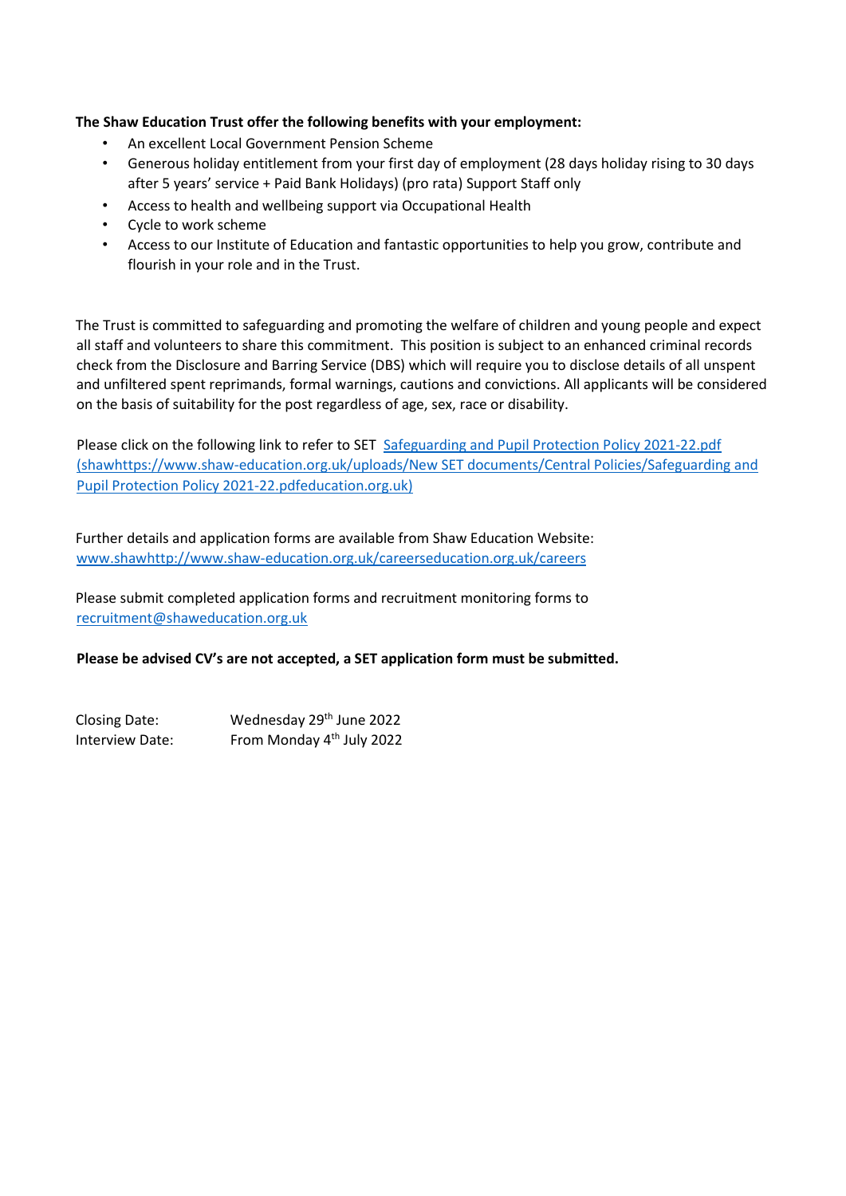**The Shaw Education Trust offer the following benefits with your employment:**

- An excellent Local Government Pension Scheme
- Generous holiday entitlement from your first day of employment (28 days holiday rising to 30 days after 5 years' service + Paid Bank Holidays) (pro rata) Support Staff only
- Access to health and wellbeing support via Occupational Health
- Cycle to work scheme
- Access to our Institute of Education and fantastic opportunities to help you grow, contribute and flourish in your role and in the Trust.

The Trust is committed to safeguarding and promoting the welfare of children and young people and expect all staff and volunteers to share this commitment. This position is subject to an enhanced criminal records check from the Disclosure and Barring Service (DBS) which will require you to disclose details of all unspent and unfiltered spent reprimands, formal warnings, cautions and convictions. All applicants will be considered on the basis of suitability for the post regardless of age, sex, race or disability.

Please click on the following link to refer to SET [Safeguarding and Pupil Protection Policy 2021-22.pdf (shawhttps://www.shaw-education.org.uk/uploads/New SET documents/Central Policies/Safeguarding and Pupil Protection Policy 2021-22.pdfeducation.org.uk)](https://www.shaw-education.org.uk/uploads/New SET documents/Central Policies/Safeguarding and Pupil Protection Policy 2021-22.pdf)

Further details and application forms are available from Shaw Education Website: [www.shawhttp://www.shaw-education.org.uk/careerseducation.org.uk/careers](http://www.shaw-education.org.uk/careers)

Please submit completed application forms and recruitment monitoring forms to [recruitment@shaweducation.org.uk](mailto:recruitment@shaweducation.org.uk)

**Please be advised CV's are not accepted, a SET application form must be submitted.**

Closing Date: Wednesday 29th June 2022
Interview Date: From Monday 4th July 2022